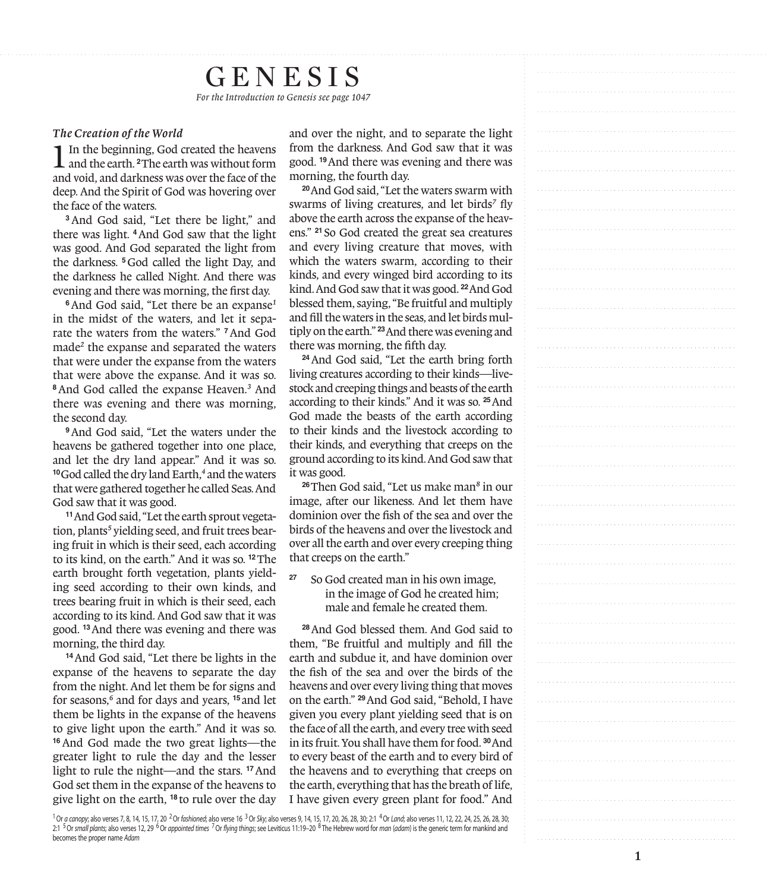# GENESIS

*For the Introduction to Genesis see page 1047*

### *The Creation of the World*

1 In the beginning, God created the heavens and the earth. [2] The earth was without form and void, and darkness was over the face of the deep. And the Spirit of God was hovering over the face of the waters.

[3] And God said, "Let there be light," and there was light. [4] And God saw that the light was good. And God separated the light from the darkness. [5] God called the light Day, and the darkness he called Night. And there was evening and there was morning, the first day.

[6] And God said, "Let there be an expanse[1] in the midst of the waters, and let it separate the waters from the waters." [7] And God made[2] the expanse and separated the waters that were under the expanse from the waters that were above the expanse. And it was so. [8] And God called the expanse Heaven.[3] And there was evening and there was morning, the second day.

[9] And God said, "Let the waters under the heavens be gathered together into one place, and let the dry land appear." And it was so. [10] God called the dry land Earth,[4] and the waters that were gathered together he called Seas. And God saw that it was good.

[11] And God said, "Let the earth sprout vegetation, plants[5] yielding seed, and fruit trees bearing fruit in which is their seed, each according to its kind, on the earth." And it was so. [12] The earth brought forth vegetation, plants yielding seed according to their own kinds, and trees bearing fruit in which is their seed, each according to its kind. And God saw that it was good. [13] And there was evening and there was morning, the third day.

[14] And God said, "Let there be lights in the expanse of the heavens to separate the day from the night. And let them be for signs and for seasons,[6] and for days and years, [15] and let them be lights in the expanse of the heavens to give light upon the earth." And it was so. [16] And God made the two great lights—the greater light to rule the day and the lesser light to rule the night—and the stars. [17] And God set them in the expanse of the heavens to give light on the earth, [18] to rule over the day and over the night, and to separate the light from the darkness. And God saw that it was good. [19] And there was evening and there was morning, the fourth day.

[20] And God said, "Let the waters swarm with swarms of living creatures, and let birds[7] fly above the earth across the expanse of the heavens." [21] So God created the great sea creatures and every living creature that moves, with which the waters swarm, according to their kinds, and every winged bird according to its kind. And God saw that it was good. [22] And God blessed them, saying, "Be fruitful and multiply and fill the waters in the seas, and let birds multiply on the earth." [23] And there was evening and there was morning, the fifth day.

[24] And God said, "Let the earth bring forth living creatures according to their kinds—livestock and creeping things and beasts of the earth according to their kinds." And it was so. [25] And God made the beasts of the earth according to their kinds and the livestock according to their kinds, and everything that creeps on the ground according to its kind. And God saw that it was good.

[26] Then God said, "Let us make man[8] in our image, after our likeness. And let them have dominion over the fish of the sea and over the birds of the heavens and over the livestock and over all the earth and over every creeping thing that creeps on the earth."

[27] So God created man in his own image,
in the image of God he created him;
male and female he created them.

[28] And God blessed them. And God said to them, "Be fruitful and multiply and fill the earth and subdue it, and have dominion over the fish of the sea and over the birds of the heavens and over every living thing that moves on the earth." [29] And God said, "Behold, I have given you every plant yielding seed that is on the face of all the earth, and every tree with seed in its fruit. You shall have them for food. [30] And to every beast of the earth and to every bird of the heavens and to everything that creeps on the earth, everything that has the breath of life, I have given every green plant for food." And

---

[1] Or *a canopy*; also verses 7, 8, 14, 15, 17, 20 [2] Or *fashioned*; also verse 16 [3] Or *Sky*; also verses 9, 14, 15, 17, 20, 26, 28, 30; 2:1 [4] Or *Land*; also verses 11, 12, 22, 24, 25, 26, 28, 30; 2:1 [5] Or *small plants*; also verses 12, 29 [6] Or *appointed times* [7] Or *flying things*; see Leviticus 11:19–20 [8] The Hebrew word for *man* (*adam*) is the generic term for mankind and becomes the proper name *Adam*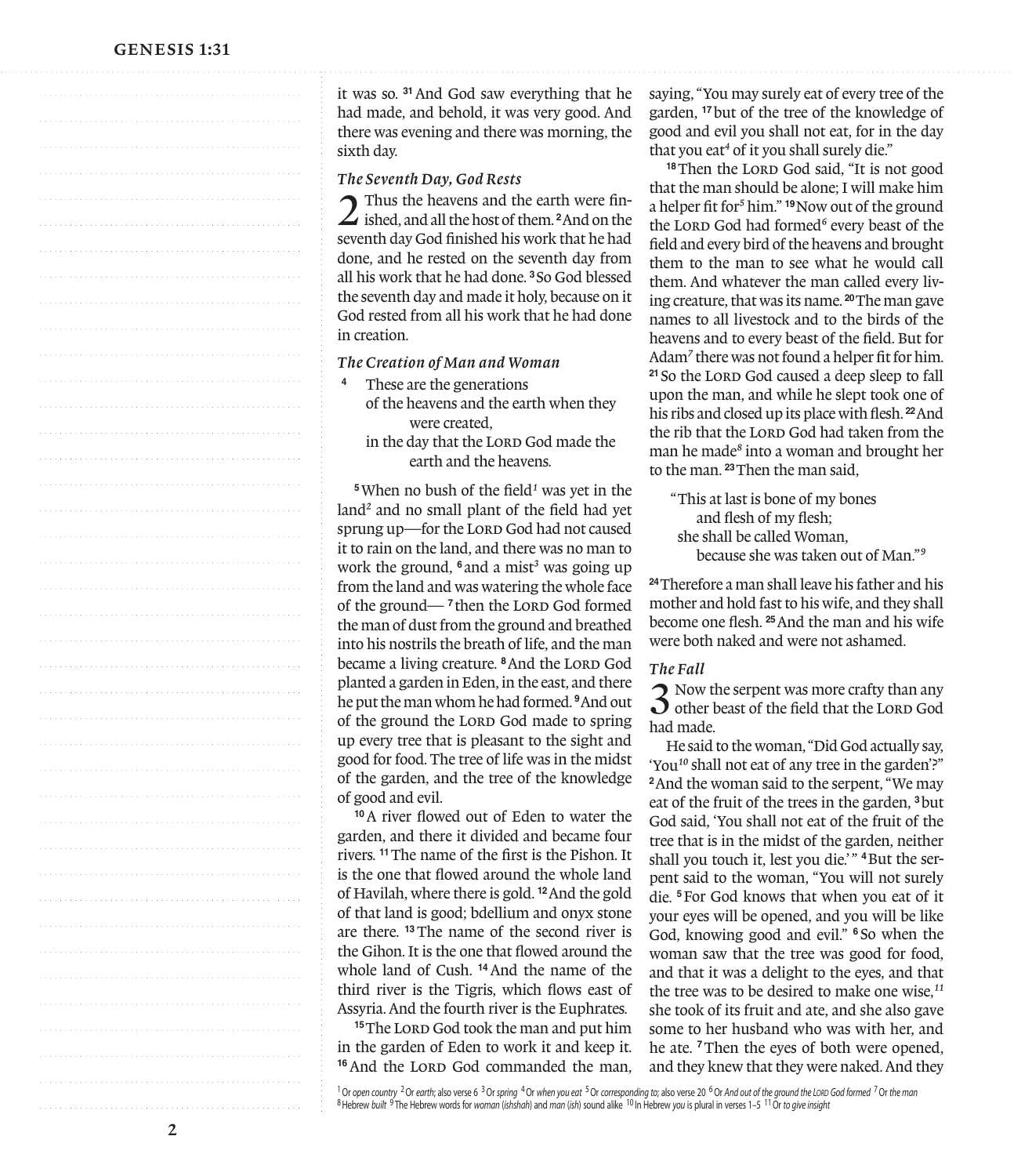it was so. [31] And God saw everything that he had made, and behold, it was very good. And there was evening and there was morning, the sixth day.

### *The Seventh Day, God Rests*

**2** Thus the heavens and the earth were finished, and all the host of them. [2] And on the seventh day God finished his work that he had done, and he rested on the seventh day from all his work that he had done. [3] So God blessed the seventh day and made it holy, because on it God rested from all his work that he had done in creation.

### *The Creation of Man and Woman*

[4] These are the generations
of the heavens and the earth when they were created,
in the day that the LORD God made the earth and the heavens.

[5] When no bush of the field[1] was yet in the land[2] and no small plant of the field had yet sprung up—for the LORD God had not caused it to rain on the land, and there was no man to work the ground, [6] and a mist[3] was going up from the land and was watering the whole face of the ground— [7] then the LORD God formed the man of dust from the ground and breathed into his nostrils the breath of life, and the man became a living creature. [8] And the LORD God planted a garden in Eden, in the east, and there he put the man whom he had formed. [9] And out of the ground the LORD God made to spring up every tree that is pleasant to the sight and good for food. The tree of life was in the midst of the garden, and the tree of the knowledge of good and evil.

[10] A river flowed out of Eden to water the garden, and there it divided and became four rivers. [11] The name of the first is the Pishon. It is the one that flowed around the whole land of Havilah, where there is gold. [12] And the gold of that land is good; bdellium and onyx stone are there. [13] The name of the second river is the Gihon. It is the one that flowed around the whole land of Cush. [14] And the name of the third river is the Tigris, which flows east of Assyria. And the fourth river is the Euphrates.

[15] The LORD God took the man and put him in the garden of Eden to work it and keep it. [16] And the LORD God commanded the man, saying, "You may surely eat of every tree of the garden, [17] but of the tree of the knowledge of good and evil you shall not eat, for in the day that you eat[4] of it you shall surely die."

[18] Then the LORD God said, "It is not good that the man should be alone; I will make him a helper fit for[5] him." [19] Now out of the ground the LORD God had formed[6] every beast of the field and every bird of the heavens and brought them to the man to see what he would call them. And whatever the man called every living creature, that was its name. [20] The man gave names to all livestock and to the birds of the heavens and to every beast of the field. But for Adam[7] there was not found a helper fit for him. [21] So the LORD God caused a deep sleep to fall upon the man, and while he slept took one of his ribs and closed up its place with flesh. [22] And the rib that the LORD God had taken from the man he made[8] into a woman and brought her to the man. [23] Then the man said,

"This at last is bone of my bones
and flesh of my flesh;
she shall be called Woman,
because she was taken out of Man."[9]

[24] Therefore a man shall leave his father and his mother and hold fast to his wife, and they shall become one flesh. [25] And the man and his wife were both naked and were not ashamed.

### *The Fall*

**3** Now the serpent was more crafty than any other beast of the field that the LORD God had made.

He said to the woman, "Did God actually say, 'You[10] shall not eat of any tree in the garden'?" [2] And the woman said to the serpent, "We may eat of the fruit of the trees in the garden, [3] but God said, 'You shall not eat of the fruit of the tree that is in the midst of the garden, neither shall you touch it, lest you die.'" [4] But the serpent said to the woman, "You will not surely die. [5] For God knows that when you eat of it your eyes will be opened, and you will be like God, knowing good and evil." [6] So when the woman saw that the tree was good for food, and that it was a delight to the eyes, and that the tree was to be desired to make one wise,[11] she took of its fruit and ate, and she also gave some to her husband who was with her, and he ate. [7] Then the eyes of both were opened, and they knew that they were naked. And they

[1] Or *open country* [2] Or *earth*; also verse 6 [3] Or *spring* [4] Or *when you eat* [5] Or *corresponding to*; also verse 20 [6] Or *And out of the ground the LORD God formed* [7] Or *the man* [8] Hebrew *built* [9] The Hebrew words for *woman* (*ishshah*) and *man* (*ish*) sound alike [10] In Hebrew *you* is plural in verses 1–5 [11] Or *to give insight*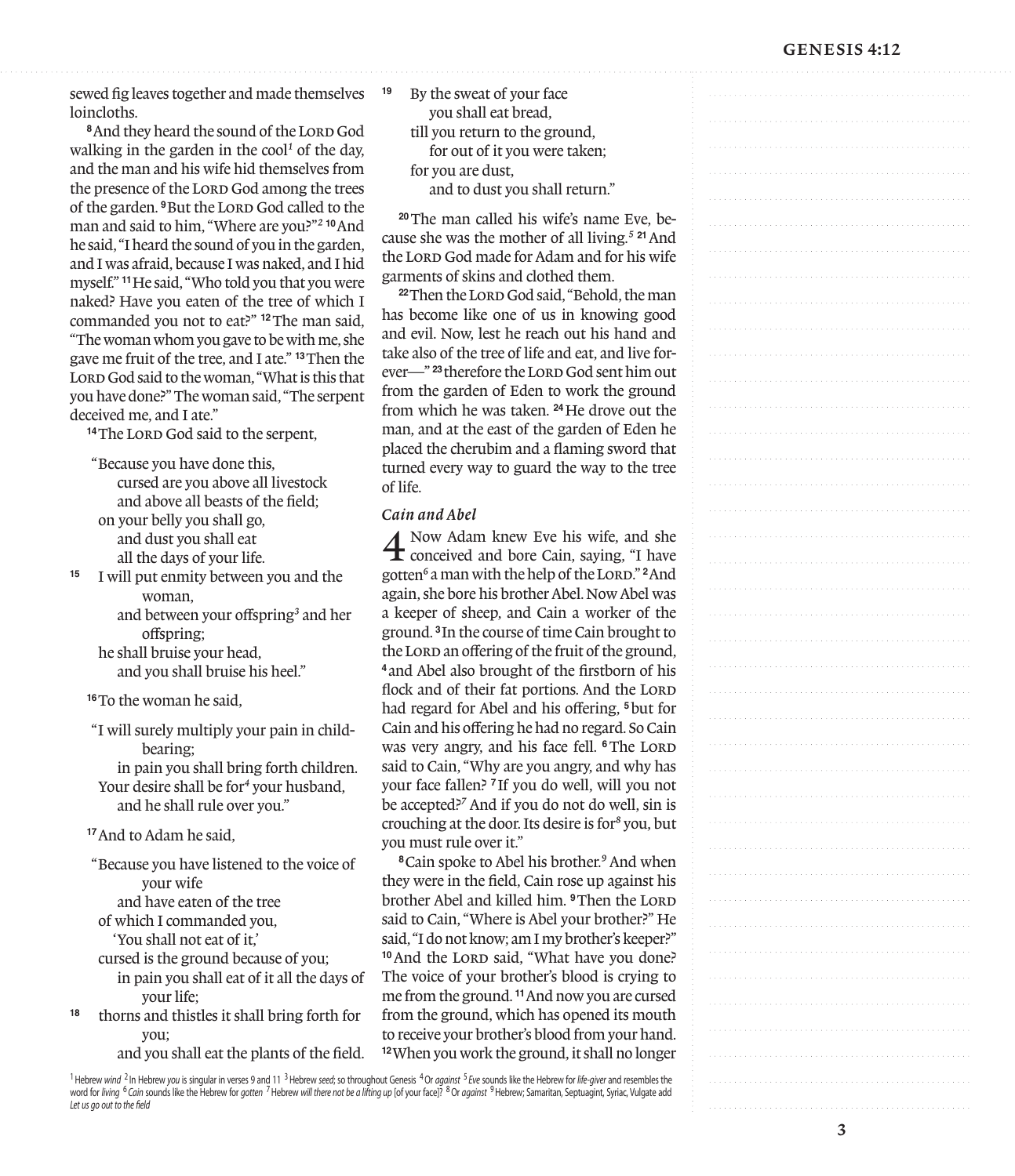sewed fig leaves together and made themselves loincloths.

[8] And they heard the sound of the LORD God walking in the garden in the cool[1] of the day, and the man and his wife hid themselves from the presence of the LORD God among the trees of the garden. [9] But the LORD God called to the man and said to him, "Where are you?"[2] [10] And he said, "I heard the sound of you in the garden, and I was afraid, because I was naked, and I hid myself." [11] He said, "Who told you that you were naked? Have you eaten of the tree of which I commanded you not to eat?" [12] The man said, "The woman whom you gave to be with me, she gave me fruit of the tree, and I ate." [13] Then the LORD God said to the woman, "What is this that you have done?" The woman said, "The serpent deceived me, and I ate."

[14] The LORD God said to the serpent,

"Because you have done this,
cursed are you above all livestock
and above all beasts of the field;
on your belly you shall go,
and dust you shall eat
all the days of your life.
[15] I will put enmity between you and the woman,
and between your offspring[3] and her offspring;
he shall bruise your head,
and you shall bruise his heel."

[16] To the woman he said,

"I will surely multiply your pain in childbearing;
in pain you shall bring forth children.
Your desire shall be for[4] your husband,
and he shall rule over you."

[17] And to Adam he said,

"Because you have listened to the voice of your wife
and have eaten of the tree
of which I commanded you,
'You shall not eat of it,'
cursed is the ground because of you;
in pain you shall eat of it all the days of your life;
[18] thorns and thistles it shall bring forth for you;
and you shall eat the plants of the field.
[19] By the sweat of your face
you shall eat bread,
till you return to the ground,
for out of it you were taken;
for you are dust,
and to dust you shall return."

[20] The man called his wife's name Eve, because she was the mother of all living.[5] [21] And the LORD God made for Adam and for his wife garments of skins and clothed them.

[22] Then the LORD God said, "Behold, the man has become like one of us in knowing good and evil. Now, lest he reach out his hand and take also of the tree of life and eat, and live forever—" [23] therefore the LORD God sent him out from the garden of Eden to work the ground from which he was taken. [24] He drove out the man, and at the east of the garden of Eden he placed the cherubim and a flaming sword that turned every way to guard the way to the tree of life.

### *Cain and Abel*

**4** Now Adam knew Eve his wife, and she conceived and bore Cain, saying, "I have gotten[6] a man with the help of the LORD." [2] And again, she bore his brother Abel. Now Abel was a keeper of sheep, and Cain a worker of the ground. [3] In the course of time Cain brought to the LORD an offering of the fruit of the ground, [4] and Abel also brought of the firstborn of his flock and of their fat portions. And the LORD had regard for Abel and his offering, [5] but for Cain and his offering he had no regard. So Cain was very angry, and his face fell. [6] The LORD said to Cain, "Why are you angry, and why has your face fallen? [7] If you do well, will you not be accepted?[7] And if you do not do well, sin is crouching at the door. Its desire is for[8] you, but you must rule over it."

[8] Cain spoke to Abel his brother.[9] And when they were in the field, Cain rose up against his brother Abel and killed him. [9] Then the LORD said to Cain, "Where is Abel your brother?" He said, "I do not know; am I my brother's keeper?" [10] And the LORD said, "What have you done? The voice of your brother's blood is crying to me from the ground. [11] And now you are cursed from the ground, which has opened its mouth to receive your brother's blood from your hand. [12] When you work the ground, it shall no longer

---

[1] Hebrew *wind* [2] In Hebrew *you* is singular in verses 9 and 11 [3] Hebrew *seed*; so throughout Genesis [4] Or *against* [5] *Eve* sounds like the Hebrew for *life-giver* and resembles the word for *living* [6] *Cain* sounds like the Hebrew for *gotten* [7] Hebrew *will there not be a lifting up* [of your face]? [8] Or *against* [9] Hebrew; Samaritan, Septuagint, Syriac, Vulgate add *Let us go out to the field*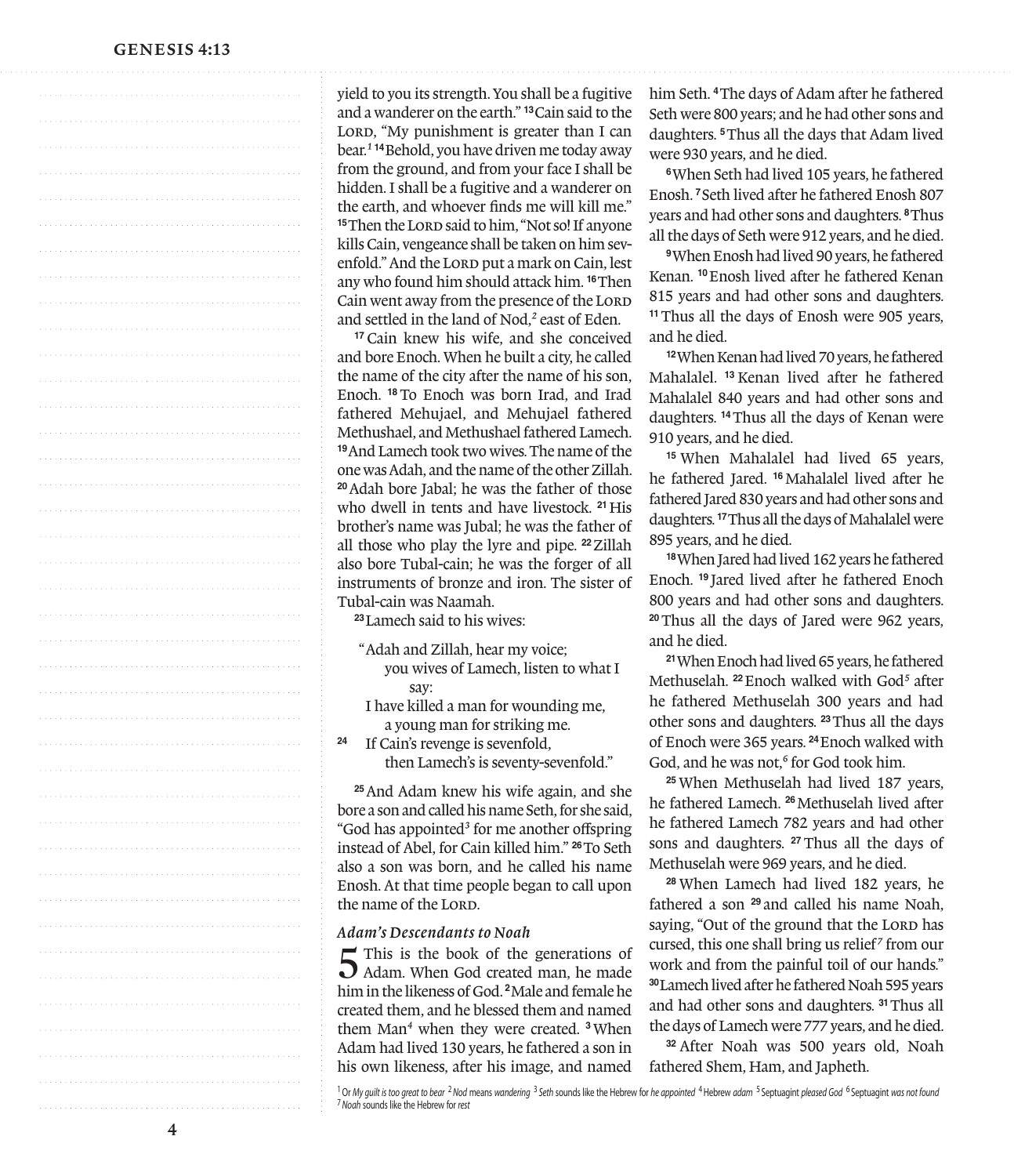yield to you its strength. You shall be a fugitive and a wanderer on the earth." [13] Cain said to the LORD, "My punishment is greater than I can bear.[1] [14] Behold, you have driven me today away from the ground, and from your face I shall be hidden. I shall be a fugitive and a wanderer on the earth, and whoever finds me will kill me." [15] Then the LORD said to him, "Not so! If anyone kills Cain, vengeance shall be taken on him sevenfold." And the LORD put a mark on Cain, lest any who found him should attack him. [16] Then Cain went away from the presence of the LORD and settled in the land of Nod,[2] east of Eden.

[17] Cain knew his wife, and she conceived and bore Enoch. When he built a city, he called the name of the city after the name of his son, Enoch. [18] To Enoch was born Irad, and Irad fathered Mehujael, and Mehujael fathered Methushael, and Methushael fathered Lamech. [19] And Lamech took two wives. The name of the one was Adah, and the name of the other Zillah. [20] Adah bore Jabal; he was the father of those who dwell in tents and have livestock. [21] His brother's name was Jubal; he was the father of all those who play the lyre and pipe. [22] Zillah also bore Tubal-cain; he was the forger of all instruments of bronze and iron. The sister of Tubal-cain was Naamah.

[23] Lamech said to his wives:

> "Adah and Zillah, hear my voice;
> you wives of Lamech, listen to what I say:
> I have killed a man for wounding me,
> a young man for striking me.
> [24] If Cain's revenge is sevenfold,
> then Lamech's is seventy-sevenfold."

[25] And Adam knew his wife again, and she bore a son and called his name Seth, for she said, "God has appointed[3] for me another offspring instead of Abel, for Cain killed him." [26] To Seth also a son was born, and he called his name Enosh. At that time people began to call upon the name of the LORD.

### *Adam's Descendants to Noah*

**5** This is the book of the generations of Adam. When God created man, he made him in the likeness of God. [2] Male and female he created them, and he blessed them and named them Man[4] when they were created. [3] When Adam had lived 130 years, he fathered a son in his own likeness, after his image, and named him Seth. [4] The days of Adam after he fathered Seth were 800 years; and he had other sons and daughters. [5] Thus all the days that Adam lived were 930 years, and he died.

[6] When Seth had lived 105 years, he fathered Enosh. [7] Seth lived after he fathered Enosh 807 years and had other sons and daughters. [8] Thus all the days of Seth were 912 years, and he died.

[9] When Enosh had lived 90 years, he fathered Kenan. [10] Enosh lived after he fathered Kenan 815 years and had other sons and daughters. [11] Thus all the days of Enosh were 905 years, and he died.

[12] When Kenan had lived 70 years, he fathered Mahalalel. [13] Kenan lived after he fathered Mahalalel 840 years and had other sons and daughters. [14] Thus all the days of Kenan were 910 years, and he died.

[15] When Mahalalel had lived 65 years, he fathered Jared. [16] Mahalalel lived after he fathered Jared 830 years and had other sons and daughters. [17] Thus all the days of Mahalalel were 895 years, and he died.

[18] When Jared had lived 162 years he fathered Enoch. [19] Jared lived after he fathered Enoch 800 years and had other sons and daughters. [20] Thus all the days of Jared were 962 years, and he died.

[21] When Enoch had lived 65 years, he fathered Methuselah. [22] Enoch walked with God[5] after he fathered Methuselah 300 years and had other sons and daughters. [23] Thus all the days of Enoch were 365 years. [24] Enoch walked with God, and he was not,[6] for God took him.

[25] When Methuselah had lived 187 years, he fathered Lamech. [26] Methuselah lived after he fathered Lamech 782 years and had other sons and daughters. [27] Thus all the days of Methuselah were 969 years, and he died.

[28] When Lamech had lived 182 years, he fathered a son [29] and called his name Noah, saying, "Out of the ground that the LORD has cursed, this one shall bring us relief[7] from our work and from the painful toil of our hands." [30] Lamech lived after he fathered Noah 595 years and had other sons and daughters. [31] Thus all the days of Lamech were 777 years, and he died.

[32] After Noah was 500 years old, Noah fathered Shem, Ham, and Japheth.

---

[1] Or *My guilt is too great to bear* [2] *Nod* means *wandering* [3] *Seth* sounds like the Hebrew for *he appointed* [4] Hebrew *adam* [5] Septuagint *pleased God* [6] Septuagint *was not found* [7] *Noah* sounds like the Hebrew for *rest*